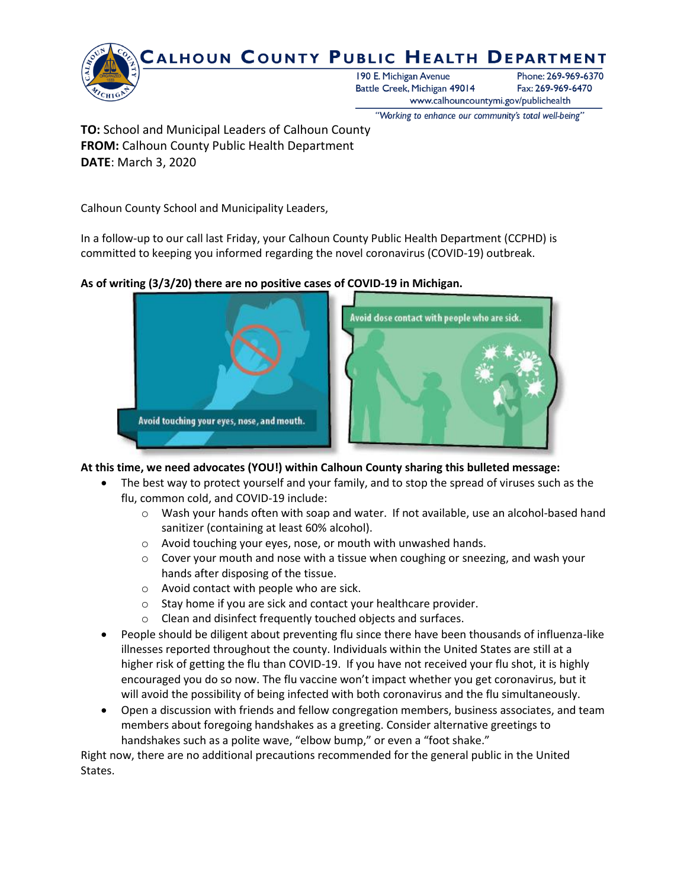# Calhoun County Public Health Department

190 E. Michigan Avenue
Battle Creek, Michigan 49014
Phone: 269-969-6370
Fax: 269-969-6470
www.calhouncountymi.gov/publichealth

*"Working to enhance our community's total well-being"*

**TO:** School and Municipal Leaders of Calhoun County
**FROM:** Calhoun County Public Health Department
**DATE**: March 3, 2020

Calhoun County School and Municipality Leaders,

In a follow-up to our call last Friday, your Calhoun County Public Health Department (CCPHD) is committed to keeping you informed regarding the novel coronavirus (COVID-19) outbreak.

**As of writing (3/3/20) there are no positive cases of COVID-19 in Michigan.**

**At this time, we need advocates (YOU!) within Calhoun County sharing this bulleted message:**

- The best way to protect yourself and your family, and to stop the spread of viruses such as the flu, common cold, and COVID-19 include:
  - Wash your hands often with soap and water. If not available, use an alcohol-based hand sanitizer (containing at least 60% alcohol).
  - Avoid touching your eyes, nose, or mouth with unwashed hands.
  - Cover your mouth and nose with a tissue when coughing or sneezing, and wash your hands after disposing of the tissue.
  - Avoid contact with people who are sick.
  - Stay home if you are sick and contact your healthcare provider.
  - Clean and disinfect frequently touched objects and surfaces.
- People should be diligent about preventing flu since there have been thousands of influenza-like illnesses reported throughout the county. Individuals within the United States are still at a higher risk of getting the flu than COVID-19. If you have not received your flu shot, it is highly encouraged you do so now. The flu vaccine won't impact whether you get coronavirus, but it will avoid the possibility of being infected with both coronavirus and the flu simultaneously.
- Open a discussion with friends and fellow congregation members, business associates, and team members about foregoing handshakes as a greeting. Consider alternative greetings to handshakes such as a polite wave, "elbow bump," or even a "foot shake."

Right now, there are no additional precautions recommended for the general public in the United States.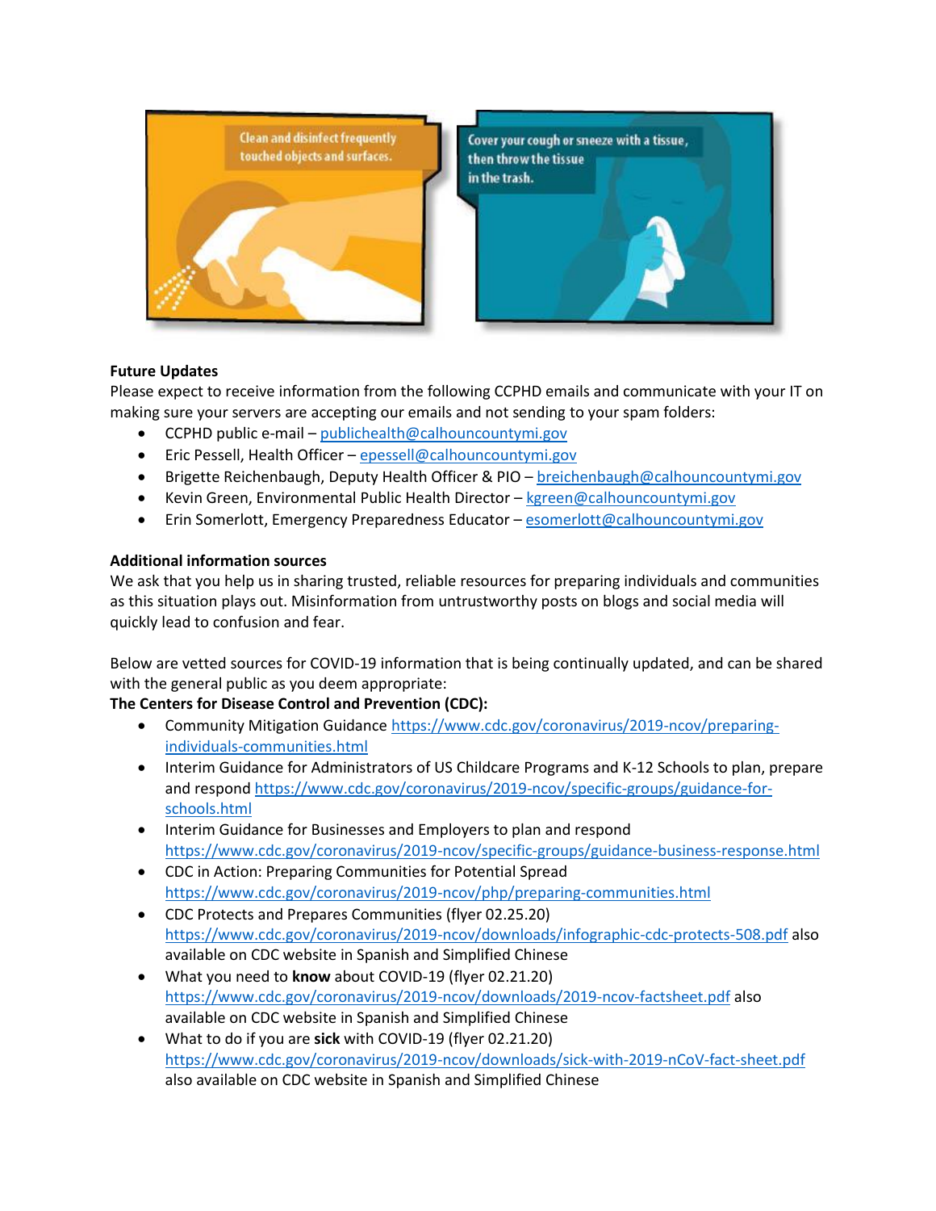Clean and disinfect frequently touched objects and surfaces.

Cover your cough or sneeze with a tissue, then throw the tissue in the trash.

**Future Updates**

Please expect to receive information from the following CCPHD emails and communicate with your IT on making sure your servers are accepting our emails and not sending to your spam folders:

- CCPHD public e-mail – publichealth@calhouncountymi.gov
- Eric Pessell, Health Officer – epessell@calhouncountymi.gov
- Brigette Reichenbaugh, Deputy Health Officer & PIO – breichenbaugh@calhouncountymi.gov
- Kevin Green, Environmental Public Health Director – kgreen@calhouncountymi.gov
- Erin Somerlott, Emergency Preparedness Educator – esomerlott@calhouncountymi.gov

**Additional information sources**

We ask that you help us in sharing trusted, reliable resources for preparing individuals and communities as this situation plays out. Misinformation from untrustworthy posts on blogs and social media will quickly lead to confusion and fear.

Below are vetted sources for COVID-19 information that is being continually updated, and can be shared with the general public as you deem appropriate:

**The Centers for Disease Control and Prevention (CDC):**

- Community Mitigation Guidance https://www.cdc.gov/coronavirus/2019-ncov/preparing-individuals-communities.html
- Interim Guidance for Administrators of US Childcare Programs and K-12 Schools to plan, prepare and respond https://www.cdc.gov/coronavirus/2019-ncov/specific-groups/guidance-for-schools.html
- Interim Guidance for Businesses and Employers to plan and respond https://www.cdc.gov/coronavirus/2019-ncov/specific-groups/guidance-business-response.html
- CDC in Action: Preparing Communities for Potential Spread https://www.cdc.gov/coronavirus/2019-ncov/php/preparing-communities.html
- CDC Protects and Prepares Communities (flyer 02.25.20) https://www.cdc.gov/coronavirus/2019-ncov/downloads/infographic-cdc-protects-508.pdf also available on CDC website in Spanish and Simplified Chinese
- What you need to **know** about COVID-19 (flyer 02.21.20) https://www.cdc.gov/coronavirus/2019-ncov/downloads/2019-ncov-factsheet.pdf also available on CDC website in Spanish and Simplified Chinese
- What to do if you are **sick** with COVID-19 (flyer 02.21.20) https://www.cdc.gov/coronavirus/2019-ncov/downloads/sick-with-2019-nCoV-fact-sheet.pdf also available on CDC website in Spanish and Simplified Chinese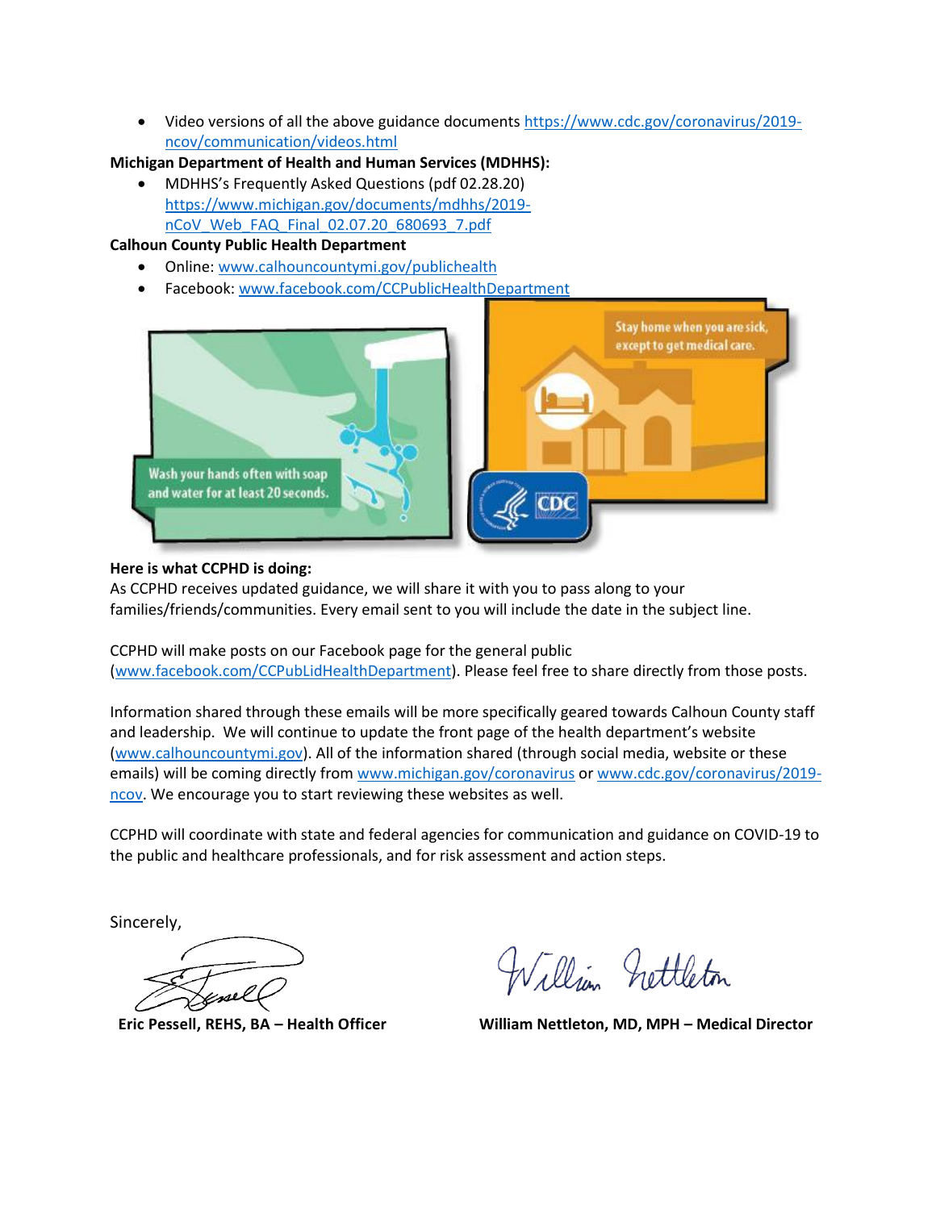- Video versions of all the above guidance documents https://www.cdc.gov/coronavirus/2019-ncov/communication/videos.html

**Michigan Department of Health and Human Services (MDHHS):**

- MDHHS's Frequently Asked Questions (pdf 02.28.20) https://www.michigan.gov/documents/mdhhs/2019-nCoV_Web_FAQ_Final_02.07.20_680693_7.pdf

**Calhoun County Public Health Department**

- Online: www.calhouncountymi.gov/publichealth
- Facebook: www.facebook.com/CCPublicHealthDepartment

**Here is what CCPHD is doing:**

As CCPHD receives updated guidance, we will share it with you to pass along to your families/friends/communities. Every email sent to you will include the date in the subject line.

CCPHD will make posts on our Facebook page for the general public (www.facebook.com/CCPubLidHealthDepartment). Please feel free to share directly from those posts.

Information shared through these emails will be more specifically geared towards Calhoun County staff and leadership. We will continue to update the front page of the health department's website (www.calhouncountymi.gov). All of the information shared (through social media, website or these emails) will be coming directly from www.michigan.gov/coronavirus or www.cdc.gov/coronavirus/2019-ncov. We encourage you to start reviewing these websites as well.

CCPHD will coordinate with state and federal agencies for communication and guidance on COVID-19 to the public and healthcare professionals, and for risk assessment and action steps.

Sincerely,

**Eric Pessell, REHS, BA – Health Officer**

**William Nettleton, MD, MPH – Medical Director**